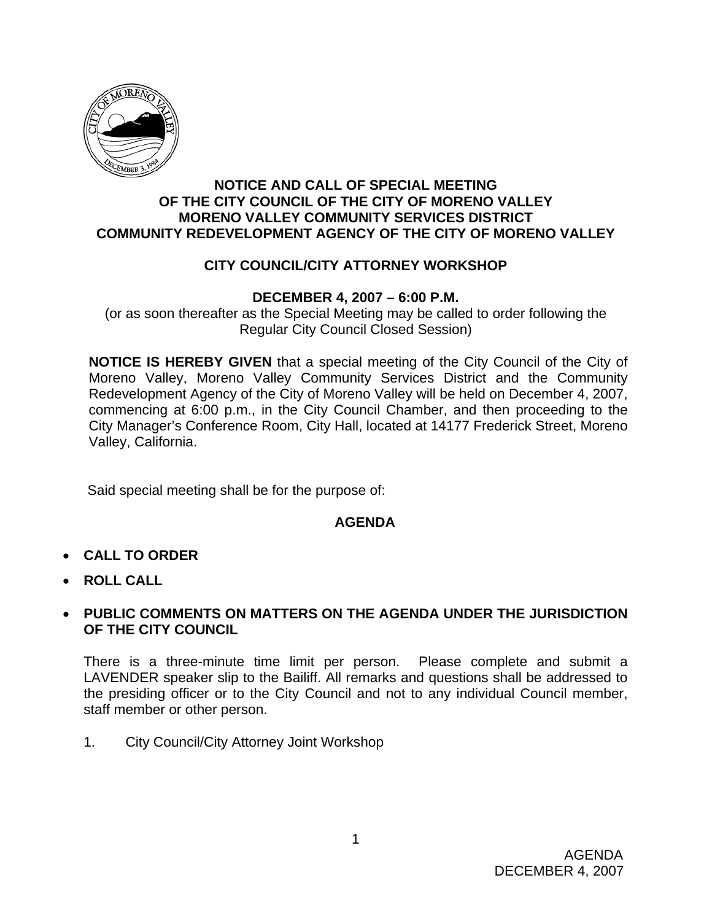# NOTICE AND CALL OF SPECIAL MEETING
# OF THE CITY COUNCIL OF THE CITY OF MORENO VALLEY
# MORENO VALLEY COMMUNITY SERVICES DISTRICT
# COMMUNITY REDEVELOPMENT AGENCY OF THE CITY OF MORENO VALLEY

## CITY COUNCIL/CITY ATTORNEY WORKSHOP

**DECEMBER 4, 2007 – 6:00 P.M.**

(or as soon thereafter as the Special Meeting may be called to order following the Regular City Council Closed Session)

**NOTICE IS HEREBY GIVEN** that a special meeting of the City Council of the City of Moreno Valley, Moreno Valley Community Services District and the Community Redevelopment Agency of the City of Moreno Valley will be held on December 4, 2007, commencing at 6:00 p.m., in the City Council Chamber, and then proceeding to the City Manager's Conference Room, City Hall, located at 14177 Frederick Street, Moreno Valley, California.

Said special meeting shall be for the purpose of:

**AGENDA**

- **CALL TO ORDER**
- **ROLL CALL**
- **PUBLIC COMMENTS ON MATTERS ON THE AGENDA UNDER THE JURISDICTION OF THE CITY COUNCIL**

There is a three-minute time limit per person. Please complete and submit a LAVENDER speaker slip to the Bailiff. All remarks and questions shall be addressed to the presiding officer or to the City Council and not to any individual Council member, staff member or other person.

1. City Council/City Attorney Joint Workshop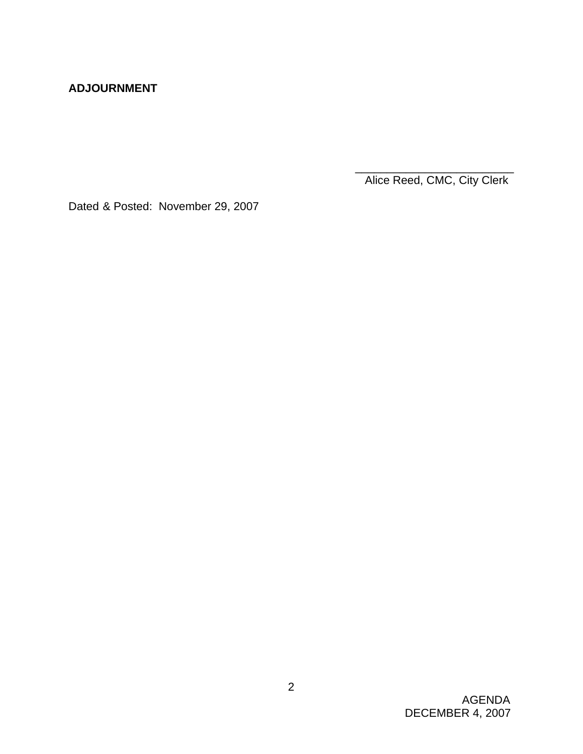**ADJOURNMENT**

\_\_\_\_\_\_\_\_\_\_\_\_\_\_\_\_\_\_\_\_\_\_\_\_\_\_
Alice Reed, CMC, City Clerk

Dated & Posted: November 29, 2007